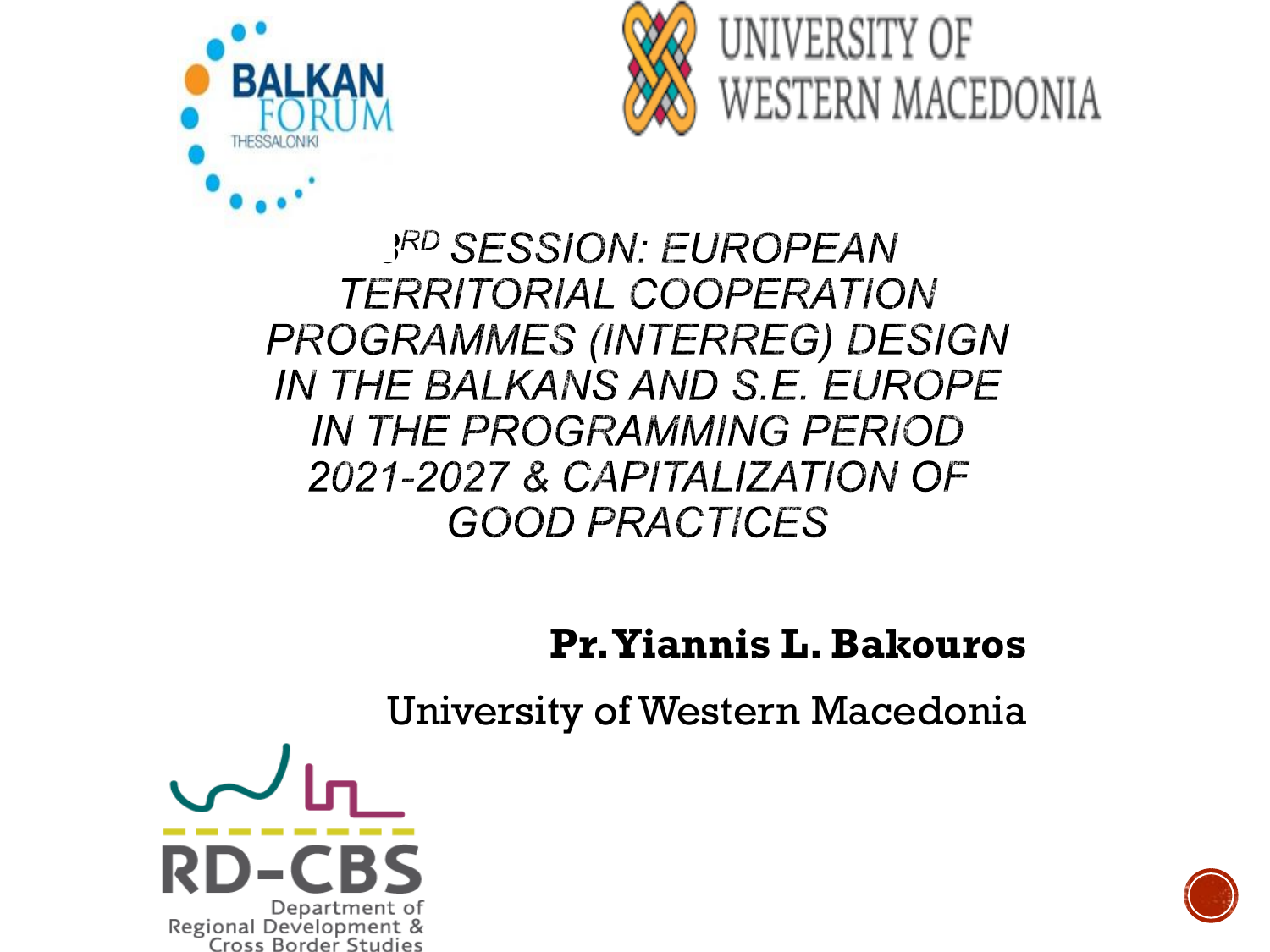BALKAN FORUM THESSALONIKI

UNIVERSITY OF WESTERN MACEDONIA

# 3RD SESSION: EUROPEAN TERRITORIAL COOPERATION PROGRAMMES (INTERREG) DESIGN IN THE BALKANS AND S.E. EUROPE IN THE PROGRAMMING PERIOD 2021-2027 & CAPITALIZATION OF GOOD PRACTICES

**Pr. Yiannis L. Bakouros**

University of Western Macedonia

RD-CBS Department of Regional Development & Cross Border Studies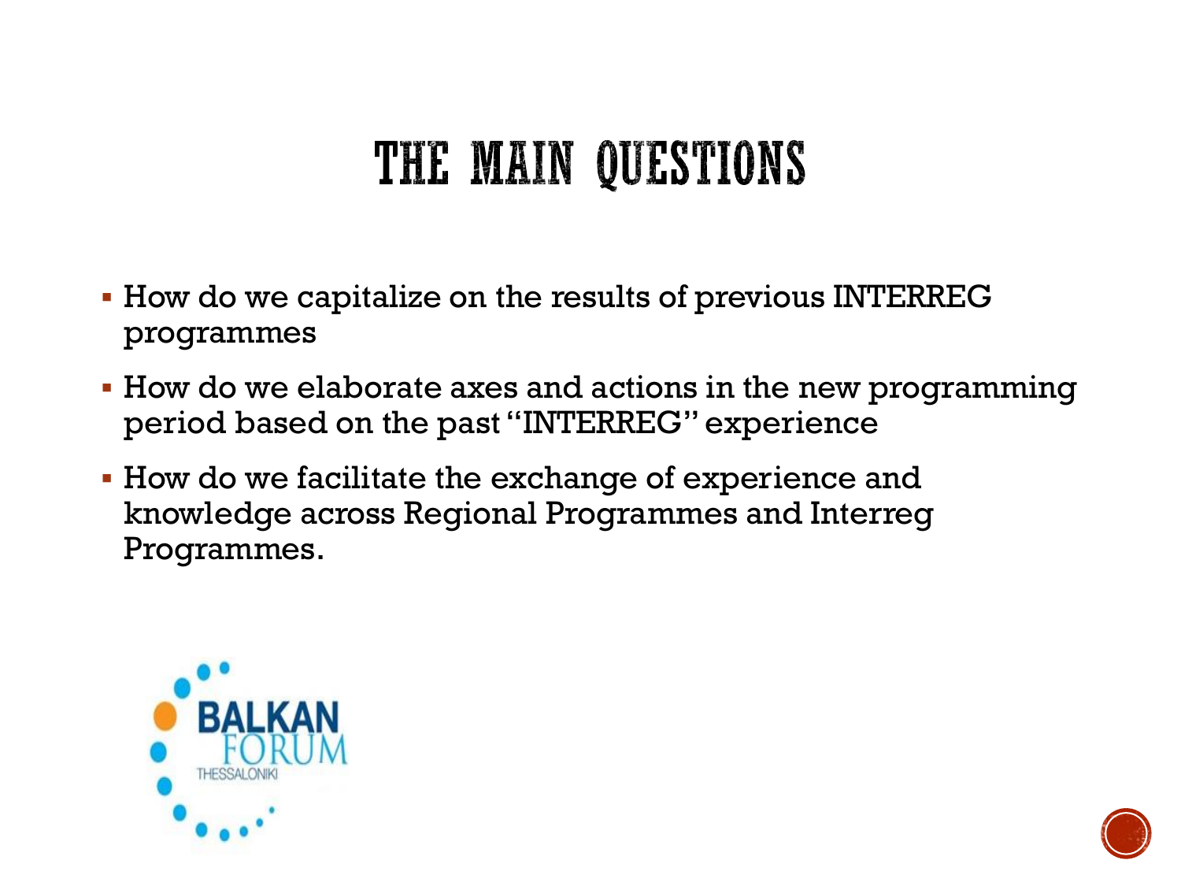# THE MAIN QUESTIONS

- How do we capitalize on the results of previous INTERREG programmes
- How do we elaborate axes and actions in the new programming period based on the past "INTERREG" experience
- How do we facilitate the exchange of experience and knowledge across Regional Programmes and Interreg Programmes.

BALKAN FORUM THESSALONIKI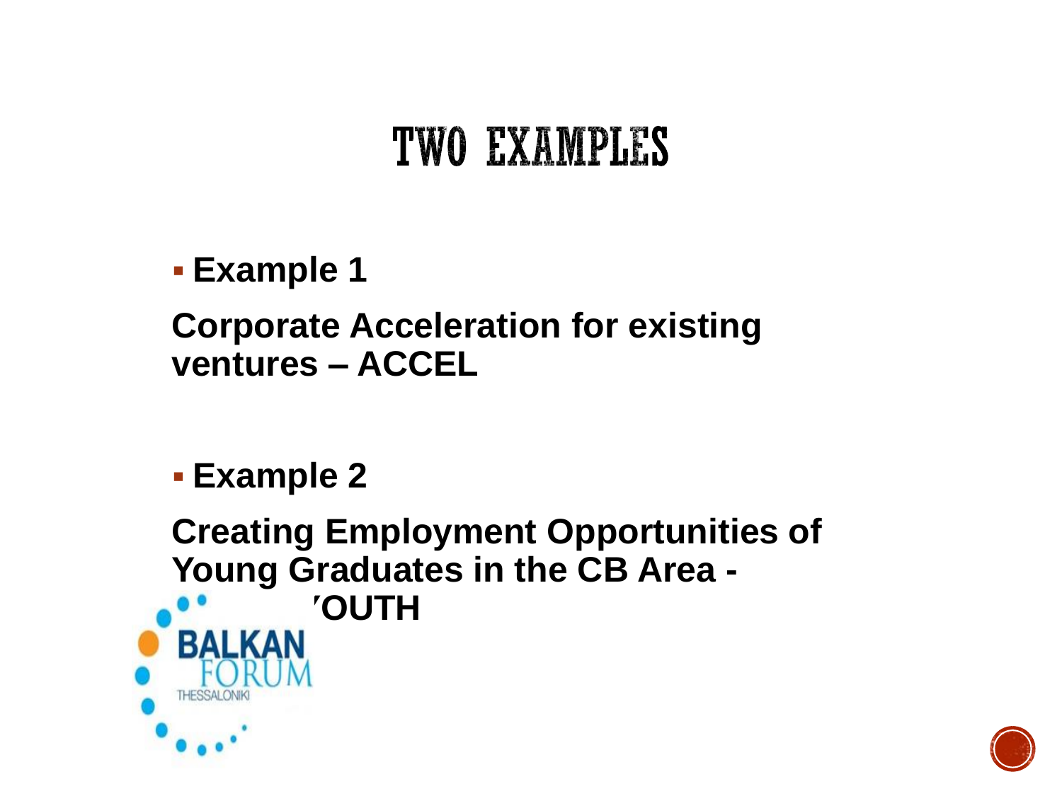# TWO EXAMPLES

- **Example 1**

**Corporate Acceleration for existing ventures – ACCEL**

- **Example 2**

**Creating Employment Opportunities of Young Graduates in the CB Area - 'OUTH**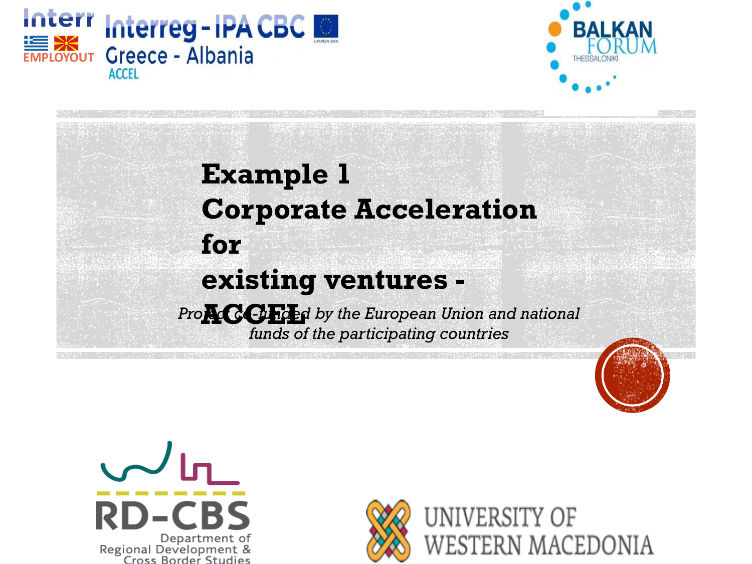# Example 1
# Corporate Acceleration for existing ventures - ACCEL

*Project co-funded by the European Union and national funds of the participating countries*

Interreg - IPA CBC Greece - Albania ACCEL

BALKAN FORUM THESSALONIKI

RD-CBS Department of Regional Development & Cross Border Studies

UNIVERSITY OF WESTERN MACEDONIA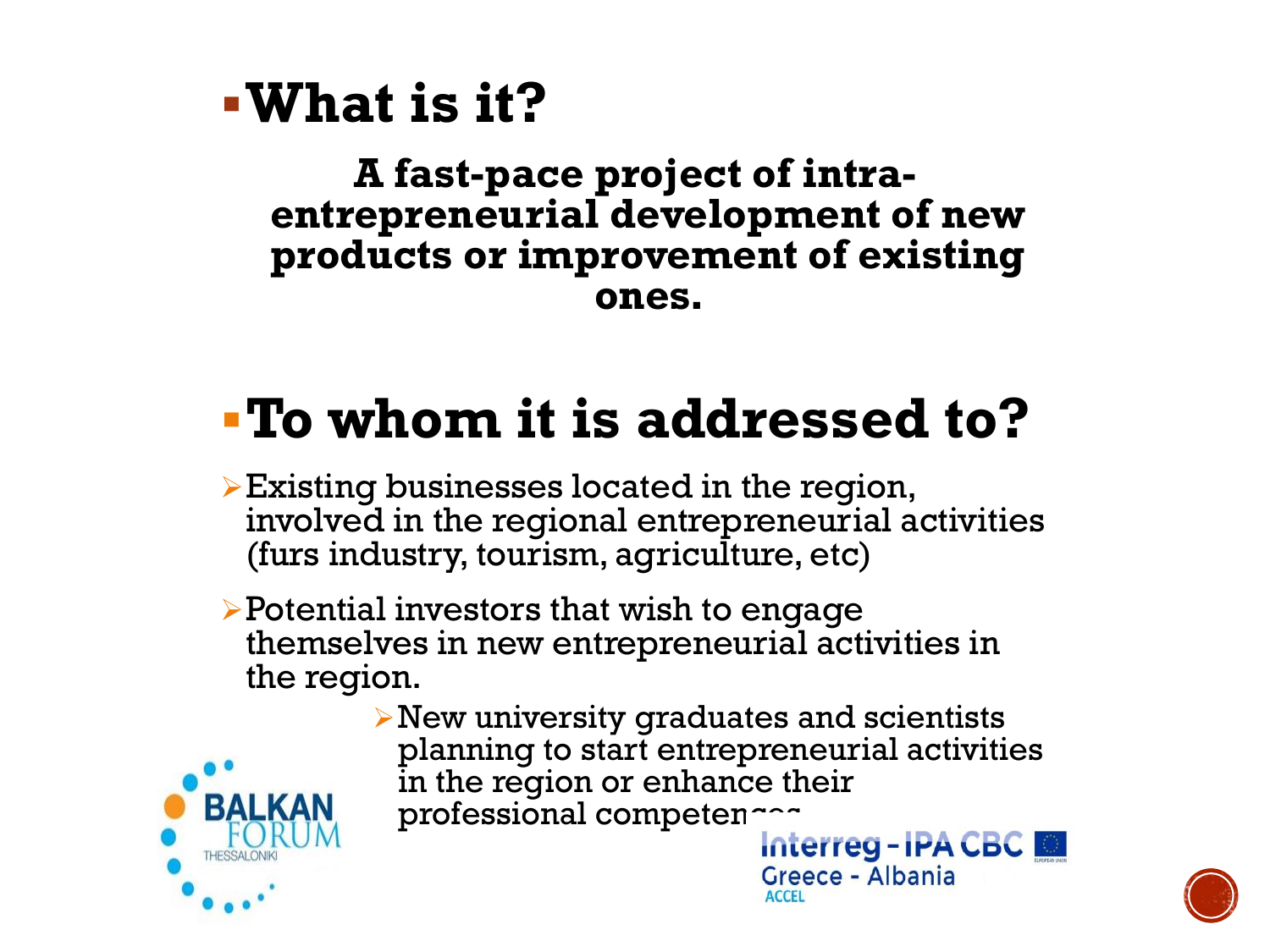## What is it?

**A fast-pace project of intra-entrepreneurial development of new products or improvement of existing ones.**

## To whom it is addressed to?

- Existing businesses located in the region, involved in the regional entrepreneurial activities (furs industry, tourism, agriculture, etc)
- Potential investors that wish to engage themselves in new entrepreneurial activities in the region.
- New university graduates and scientists planning to start entrepreneurial activities in the region or enhance their professional competences

BALKAN FORUM THESSALONIKI

Interreg - IPA CBC Greece - Albania ACCEL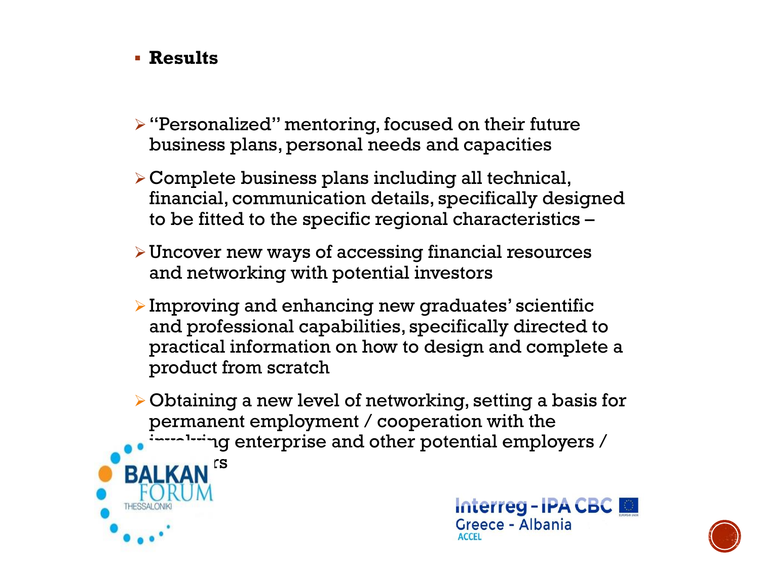- **Results**

- "Personalized" mentoring, focused on their future business plans, personal needs and capacities
- Complete business plans including all technical, financial, communication details, specifically designed to be fitted to the specific regional characteristics –
- Uncover new ways of accessing financial resources and networking with potential investors
- Improving and enhancing new graduates' scientific and professional capabilities, specifically directed to practical information on how to design and complete a product from scratch
- Obtaining a new level of networking, setting a basis for permanent employment / cooperation with the involving enterprise and other potential employers / ...rs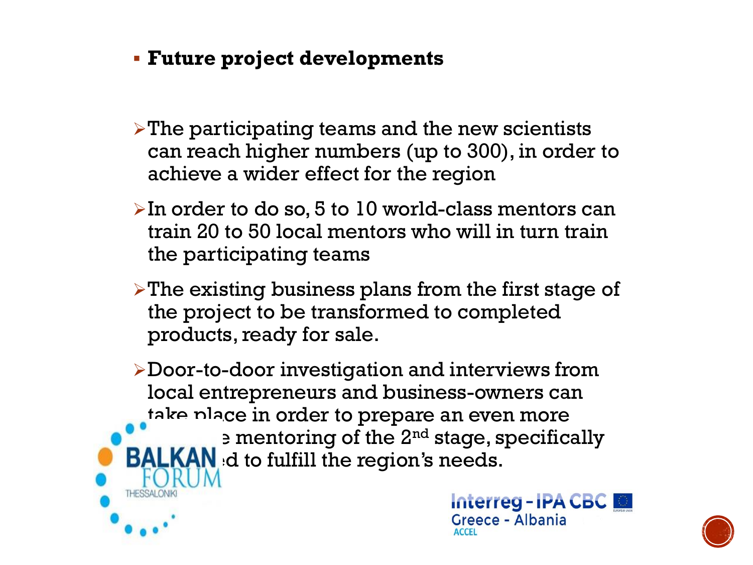- **Future project developments**

- The participating teams and the new scientists can reach higher numbers (up to 300), in order to achieve a wider effect for the region
- In order to do so, 5 to 10 world-class mentors can train 20 to 50 local mentors who will in turn train the participating teams
- The existing business plans from the first stage of the project to be transformed to completed products, ready for sale.
- Door-to-door investigation and interviews from local entrepreneurs and business-owners can take place in order to prepare an even more ... e mentoring of the 2nd stage, specifically ... ed to fulfill the region's needs.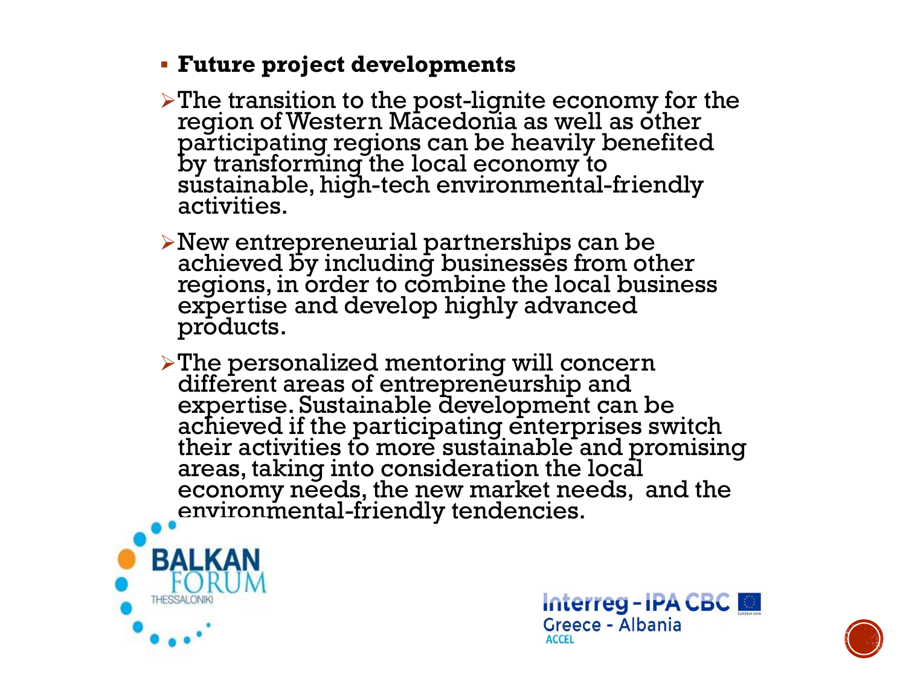- **Future project developments**

- The transition to the post-lignite economy for the region of Western Macedonia as well as other participating regions can be heavily benefited by transforming the local economy to sustainable, high-tech environmental-friendly activities.

- New entrepreneurial partnerships can be achieved by including businesses from other regions, in order to combine the local business expertise and develop highly advanced products.

- The personalized mentoring will concern different areas of entrepreneurship and expertise. Sustainable development can be achieved if the participating enterprises switch their activities to more sustainable and promising areas, taking into consideration the local economy needs, the new market needs, and the environmental-friendly tendencies.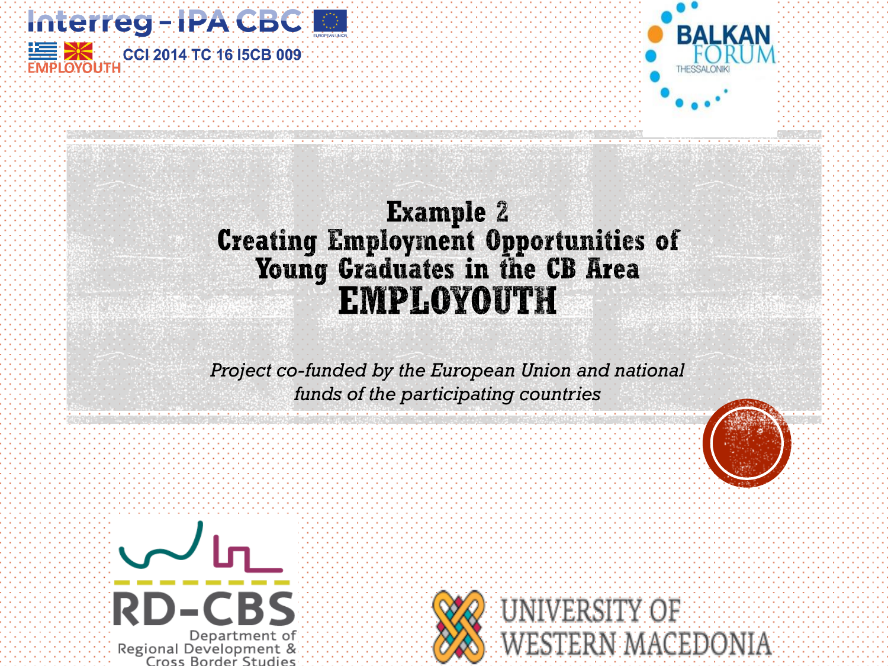Interreg – IPA CBC

EMPLOYOUTH

CCI 2014 TC 16 I5CB 009

BALKAN FORUM THESSALONIKI

# Example 2
# Creating Employment Opportunities of Young Graduates in the CB Area
# EMPLOYOUTH

*Project co-funded by the European Union and national funds of the participating countries*

RD-CBS
Department of Regional Development & Cross Border Studies

UNIVERSITY OF WESTERN MACEDONIA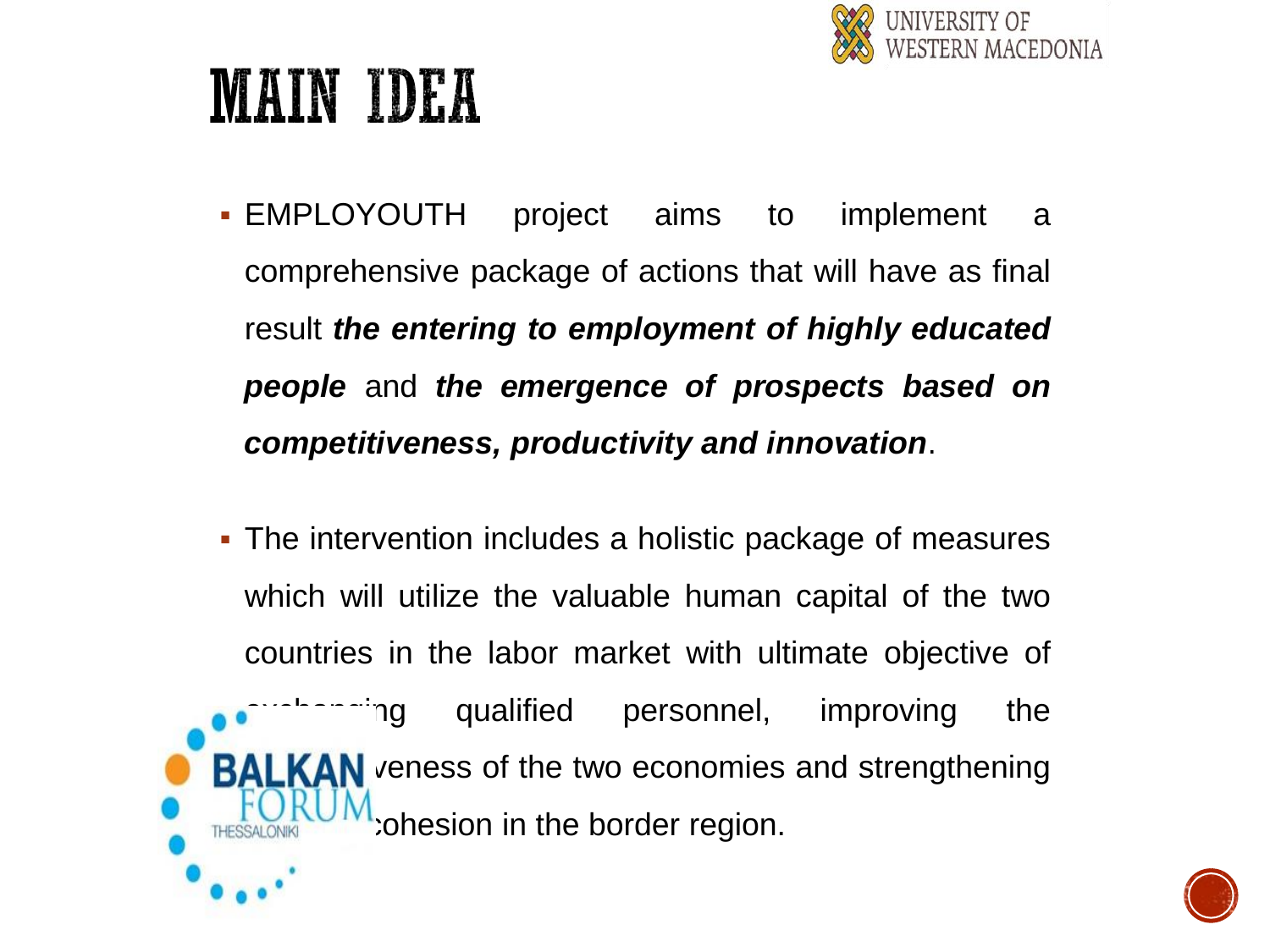# MAIN IDEA

- EMPLOYOUTH project aims to implement a comprehensive package of actions that will have as final result ***the entering to employment of highly educated people*** and ***the emergence of prospects based on competitiveness, productivity and innovation***.
- The intervention includes a holistic package of measures which will utilize the valuable human capital of the two countries in the labor market with ultimate objective of exchanging qualified personnel, improving the competitiveness of the two economies and strengthening the cohesion in the border region.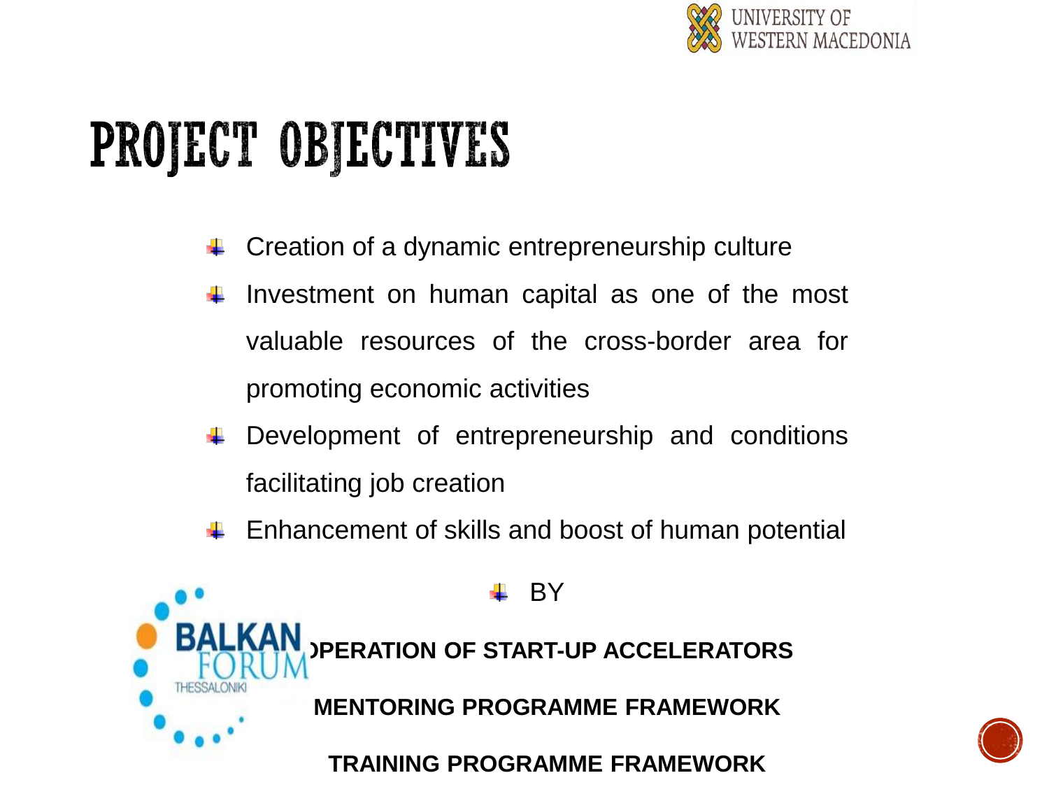# PROJECT OBJECTIVES

- Creation of a dynamic entrepreneurship culture
- Investment on human capital as one of the most valuable resources of the cross-border area for promoting economic activities
- Development of entrepreneurship and conditions facilitating job creation
- Enhancement of skills and boost of human potential
- BY

**)PERATION OF START-UP ACCELERATORS**

**MENTORING PROGRAMME FRAMEWORK**

**TRAINING PROGRAMME FRAMEWORK**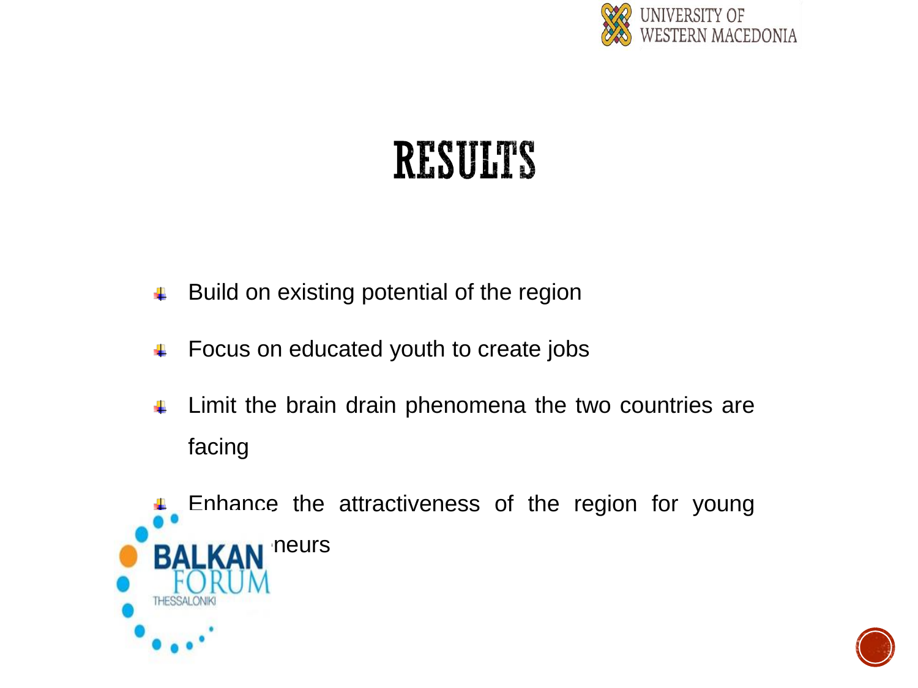# RESULTS

- Build on existing potential of the region
- Focus on educated youth to create jobs
- Limit the brain drain phenomena the two countries are facing
- Enhance the attractiveness of the region for young ...neurs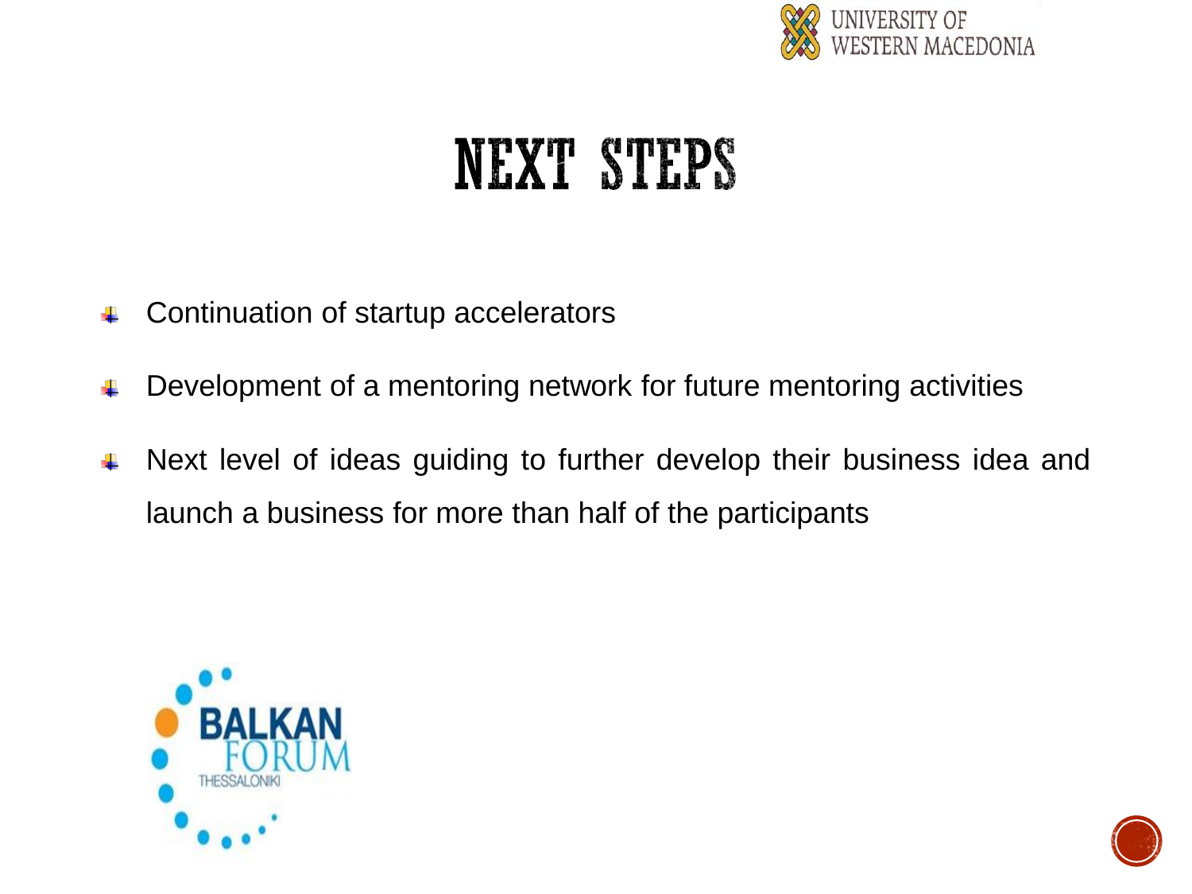# NEXT STEPS

- Continuation of startup accelerators
- Development of a mentoring network for future mentoring activities
- Next level of ideas guiding to further develop their business idea and launch a business for more than half of the participants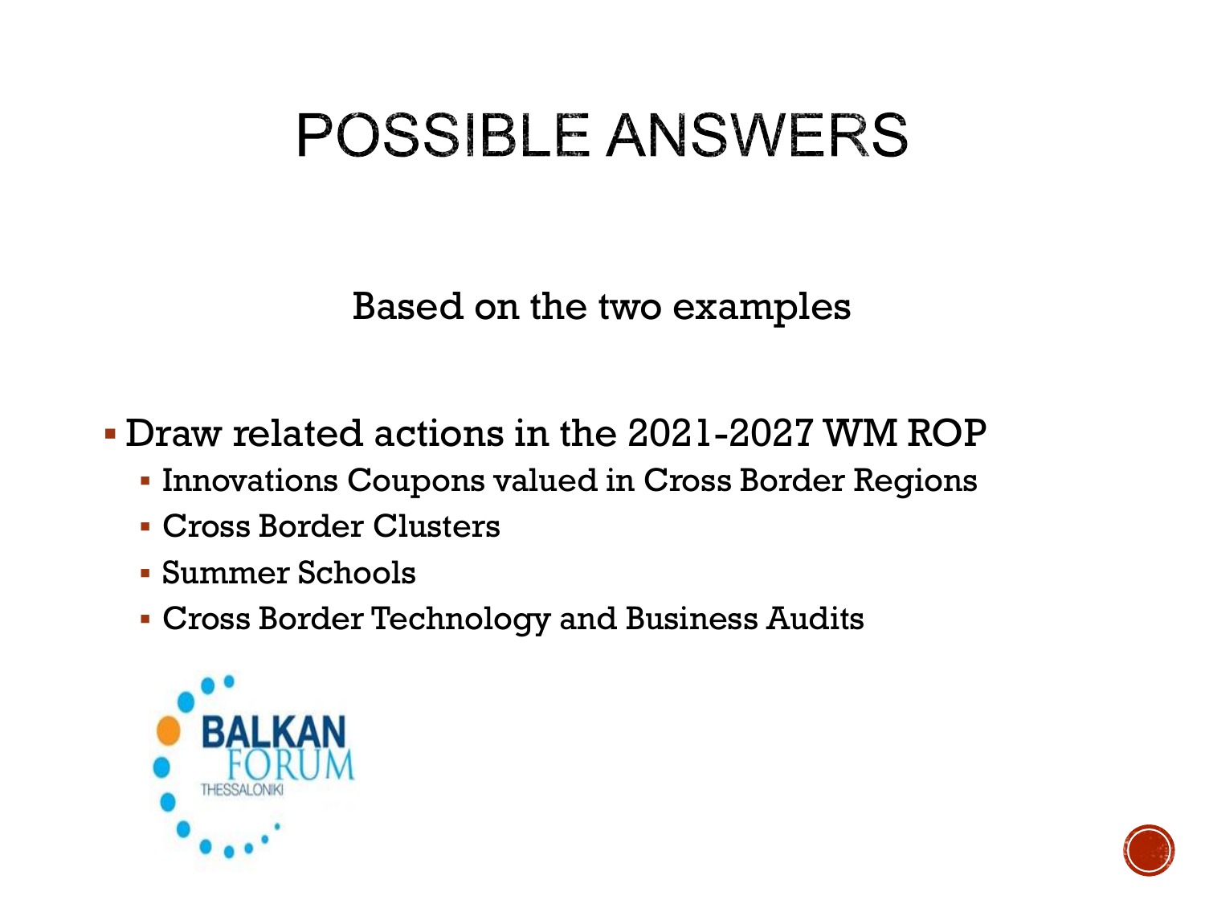# POSSIBLE ANSWERS

Based on the two examples

- Draw related actions in the 2021-2027 WM ROP
  - Innovations Coupons valued in Cross Border Regions
  - Cross Border Clusters
  - Summer Schools
  - Cross Border Technology and Business Audits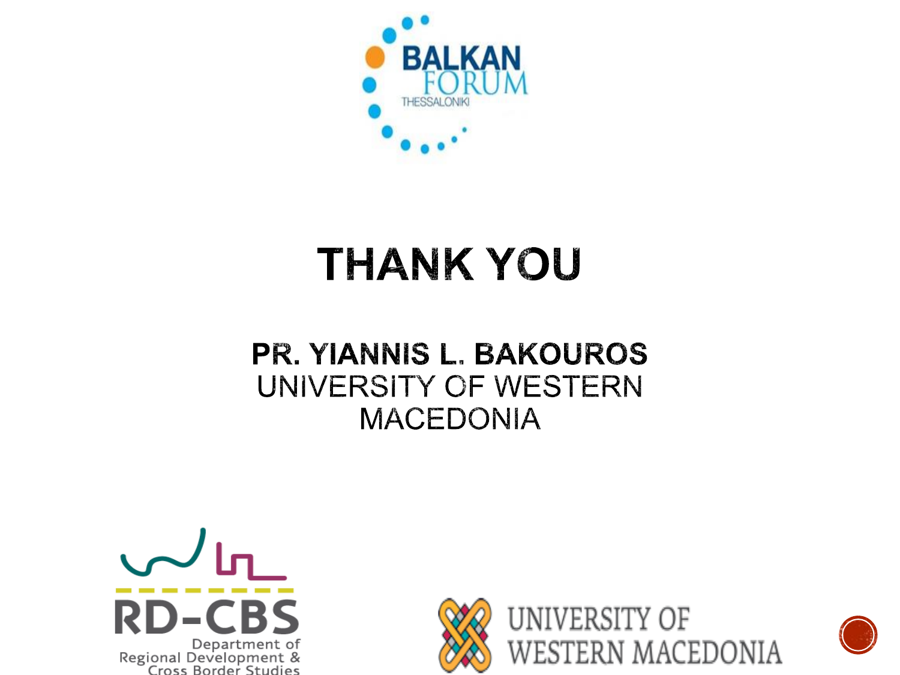# THANK YOU

**PR. YIANNIS L. BAKOUROS**
UNIVERSITY OF WESTERN MACEDONIA